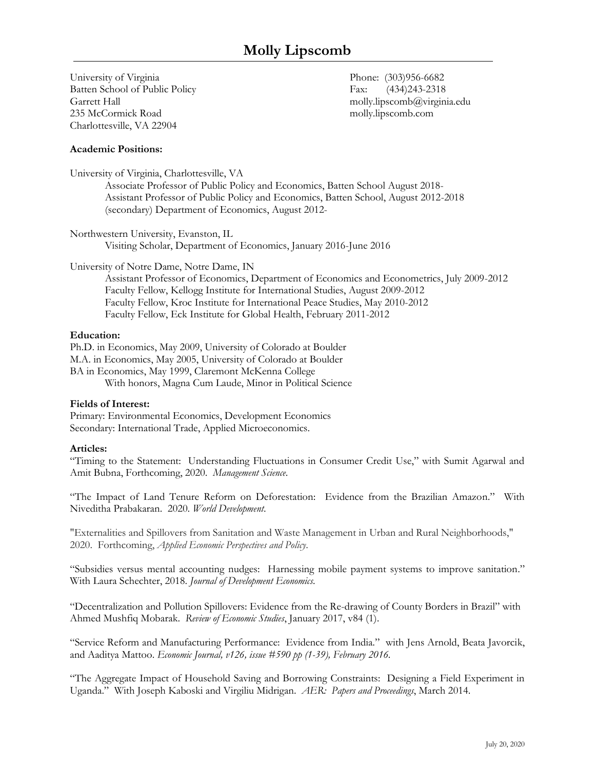# Molly Lipscomb

University of Virginia
Batten School of Public Policy
Garrett Hall
235 McCormick Road
Charlottesville, VA 22904

Phone: (303)956-6682
Fax: (434)243-2318
molly.lipscomb@virginia.edu
molly.lipscomb.com

**Academic Positions:**

University of Virginia, Charlottesville, VA
- Associate Professor of Public Policy and Economics, Batten School August 2018-
- Assistant Professor of Public Policy and Economics, Batten School, August 2012-2018
- (secondary) Department of Economics, August 2012-

Northwestern University, Evanston, IL
- Visiting Scholar, Department of Economics, January 2016-June 2016

University of Notre Dame, Notre Dame, IN
- Assistant Professor of Economics, Department of Economics and Econometrics, July 2009-2012
- Faculty Fellow, Kellogg Institute for International Studies, August 2009-2012
- Faculty Fellow, Kroc Institute for International Peace Studies, May 2010-2012
- Faculty Fellow, Eck Institute for Global Health, February 2011-2012

**Education:**

Ph.D. in Economics, May 2009, University of Colorado at Boulder
M.A. in Economics, May 2005, University of Colorado at Boulder
BA in Economics, May 1999, Claremont McKenna College
- With honors, Magna Cum Laude, Minor in Political Science

**Fields of Interest:**

Primary: Environmental Economics, Development Economics
Secondary: International Trade, Applied Microeconomics.

**Articles:**

"Timing to the Statement: Understanding Fluctuations in Consumer Credit Use," with Sumit Agarwal and Amit Bubna, Forthcoming, 2020. *Management Science*.

"The Impact of Land Tenure Reform on Deforestation: Evidence from the Brazilian Amazon." With Niveditha Prabakaran. 2020. *World Development*.

"Externalities and Spillovers from Sanitation and Waste Management in Urban and Rural Neighborhoods," 2020. Forthcoming, *Applied Economic Perspectives and Policy*.

"Subsidies versus mental accounting nudges: Harnessing mobile payment systems to improve sanitation." With Laura Schechter, 2018. *Journal of Development Economics*.

"Decentralization and Pollution Spillovers: Evidence from the Re-drawing of County Borders in Brazil" with Ahmed Mushfiq Mobarak. *Review of Economic Studies*, January 2017, v84 (1).

"Service Reform and Manufacturing Performance: Evidence from India." with Jens Arnold, Beata Javorcik, and Aaditya Mattoo. *Economic Journal, v126, issue #590 pp (1-39), February 2016*.

"The Aggregate Impact of Household Saving and Borrowing Constraints: Designing a Field Experiment in Uganda." With Joseph Kaboski and Virgiliu Midrigan. *AER: Papers and Proceedings*, March 2014.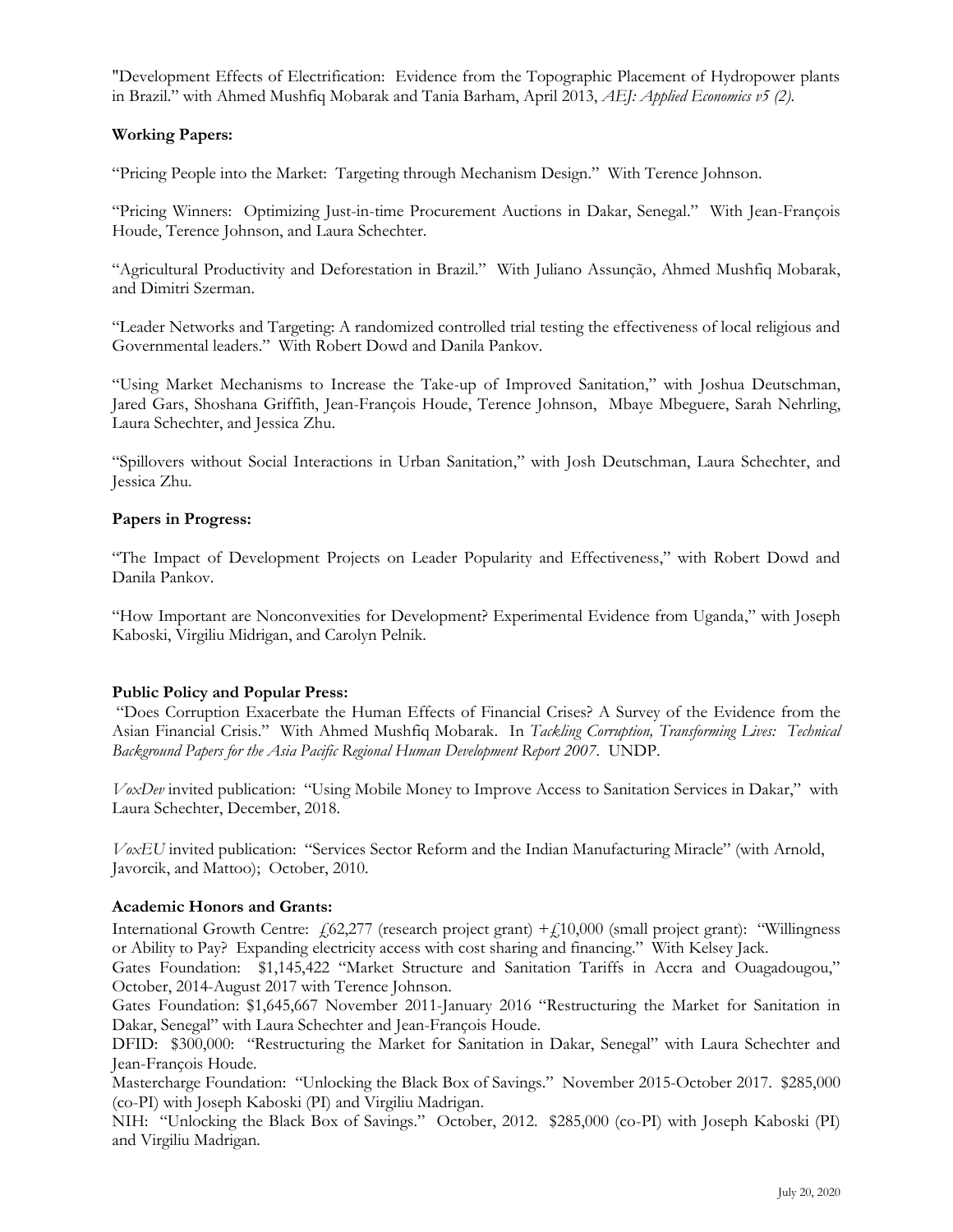"Development Effects of Electrification: Evidence from the Topographic Placement of Hydropower plants in Brazil." with Ahmed Mushfiq Mobarak and Tania Barham, April 2013, *AEJ: Applied Economics v5 (2).*

**Working Papers:**

"Pricing People into the Market: Targeting through Mechanism Design." With Terence Johnson.

"Pricing Winners: Optimizing Just-in-time Procurement Auctions in Dakar, Senegal." With Jean-François Houde, Terence Johnson, and Laura Schechter.

"Agricultural Productivity and Deforestation in Brazil." With Juliano Assunção, Ahmed Mushfiq Mobarak, and Dimitri Szerman.

"Leader Networks and Targeting: A randomized controlled trial testing the effectiveness of local religious and Governmental leaders." With Robert Dowd and Danila Pankov.

"Using Market Mechanisms to Increase the Take-up of Improved Sanitation," with Joshua Deutschman, Jared Gars, Shoshana Griffith, Jean-François Houde, Terence Johnson, Mbaye Mbeguere, Sarah Nehrling, Laura Schechter, and Jessica Zhu.

"Spillovers without Social Interactions in Urban Sanitation," with Josh Deutschman, Laura Schechter, and Jessica Zhu.

**Papers in Progress:**

"The Impact of Development Projects on Leader Popularity and Effectiveness," with Robert Dowd and Danila Pankov.

"How Important are Nonconvexities for Development? Experimental Evidence from Uganda," with Joseph Kaboski, Virgiliu Midrigan, and Carolyn Pelnik.

**Public Policy and Popular Press:**

"Does Corruption Exacerbate the Human Effects of Financial Crises? A Survey of the Evidence from the Asian Financial Crisis." With Ahmed Mushfiq Mobarak. In *Tackling Corruption, Transforming Lives: Technical Background Papers for the Asia Pacific Regional Human Development Report 2007*. UNDP.

*VoxDev* invited publication: "Using Mobile Money to Improve Access to Sanitation Services in Dakar," with Laura Schechter, December, 2018.

*VoxEU* invited publication: "Services Sector Reform and the Indian Manufacturing Miracle" (with Arnold, Javorcik, and Mattoo); October, 2010.

**Academic Honors and Grants:**

International Growth Centre: £62,277 (research project grant) +£10,000 (small project grant): "Willingness or Ability to Pay? Expanding electricity access with cost sharing and financing." With Kelsey Jack.
Gates Foundation: $1,145,422 "Market Structure and Sanitation Tariffs in Accra and Ouagadougou," October, 2014-August 2017 with Terence Johnson.
Gates Foundation: $1,645,667 November 2011-January 2016 "Restructuring the Market for Sanitation in Dakar, Senegal" with Laura Schechter and Jean-François Houde.
DFID: $300,000: "Restructuring the Market for Sanitation in Dakar, Senegal" with Laura Schechter and Jean-François Houde.
Mastercharge Foundation: "Unlocking the Black Box of Savings." November 2015-October 2017. $285,000 (co-PI) with Joseph Kaboski (PI) and Virgiliu Madrigan.
NIH: "Unlocking the Black Box of Savings." October, 2012. $285,000 (co-PI) with Joseph Kaboski (PI) and Virgiliu Madrigan.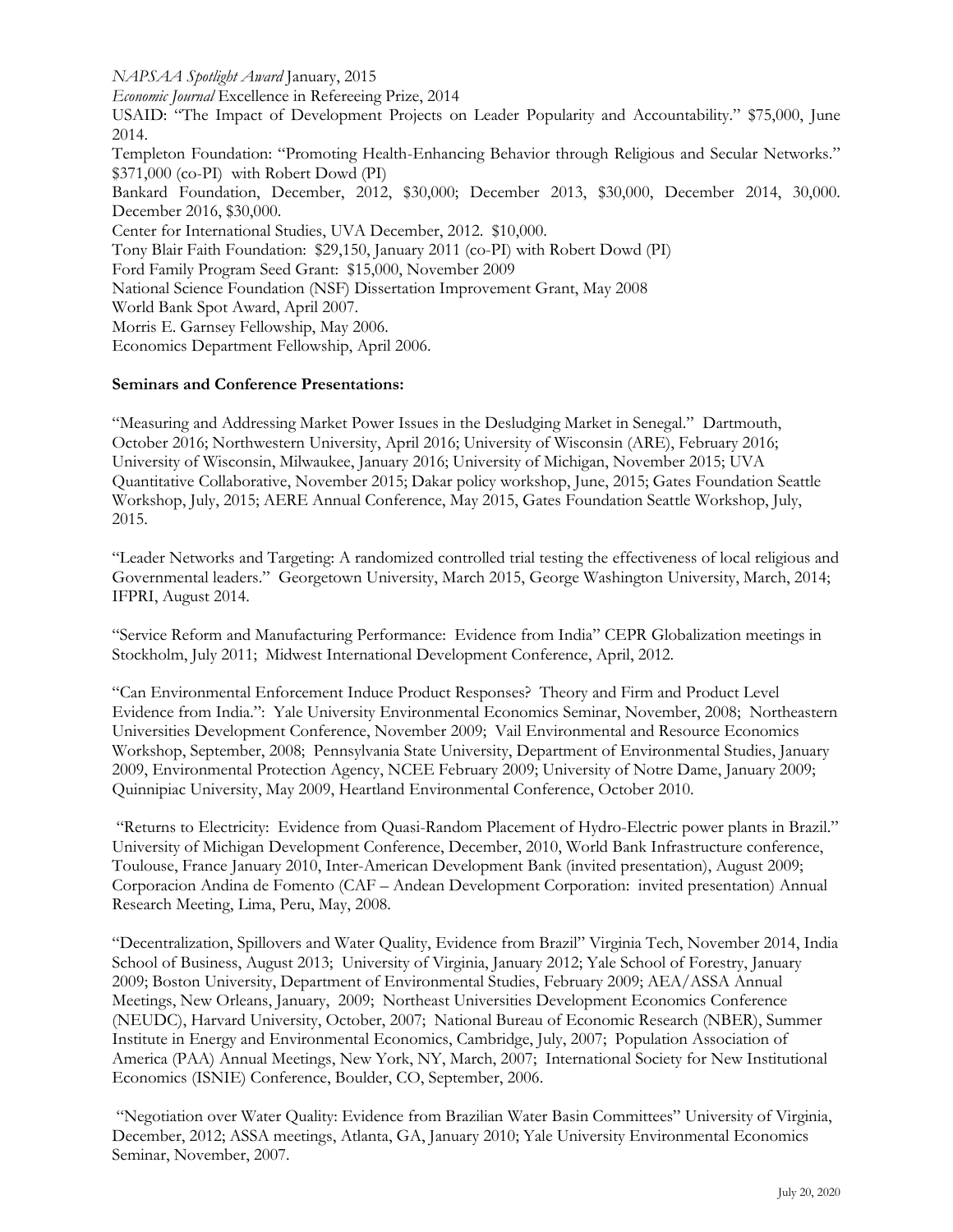*NAPSAA Spotlight Award* January, 2015

*Economic Journal* Excellence in Refereeing Prize, 2014

USAID: "The Impact of Development Projects on Leader Popularity and Accountability." $75,000, June 2014.

Templeton Foundation: "Promoting Health-Enhancing Behavior through Religious and Secular Networks." $371,000 (co-PI) with Robert Dowd (PI)

Bankard Foundation, December, 2012, $30,000; December 2013, $30,000, December 2014, 30,000. December 2016, $30,000.

Center for International Studies, UVA December, 2012. $10,000.

Tony Blair Faith Foundation: $29,150, January 2011 (co-PI) with Robert Dowd (PI)

Ford Family Program Seed Grant: $15,000, November 2009

National Science Foundation (NSF) Dissertation Improvement Grant, May 2008

World Bank Spot Award, April 2007.

Morris E. Garnsey Fellowship, May 2006.

Economics Department Fellowship, April 2006.

**Seminars and Conference Presentations:**

"Measuring and Addressing Market Power Issues in the Desludging Market in Senegal." Dartmouth, October 2016; Northwestern University, April 2016; University of Wisconsin (ARE), February 2016; University of Wisconsin, Milwaukee, January 2016; University of Michigan, November 2015; UVA Quantitative Collaborative, November 2015; Dakar policy workshop, June, 2015; Gates Foundation Seattle Workshop, July, 2015; AERE Annual Conference, May 2015, Gates Foundation Seattle Workshop, July, 2015.

"Leader Networks and Targeting: A randomized controlled trial testing the effectiveness of local religious and Governmental leaders." Georgetown University, March 2015, George Washington University, March, 2014; IFPRI, August 2014.

"Service Reform and Manufacturing Performance: Evidence from India" CEPR Globalization meetings in Stockholm, July 2011; Midwest International Development Conference, April, 2012.

"Can Environmental Enforcement Induce Product Responses? Theory and Firm and Product Level Evidence from India.": Yale University Environmental Economics Seminar, November, 2008; Northeastern Universities Development Conference, November 2009; Vail Environmental and Resource Economics Workshop, September, 2008; Pennsylvania State University, Department of Environmental Studies, January 2009, Environmental Protection Agency, NCEE February 2009; University of Notre Dame, January 2009; Quinnipiac University, May 2009, Heartland Environmental Conference, October 2010.

"Returns to Electricity: Evidence from Quasi-Random Placement of Hydro-Electric power plants in Brazil." University of Michigan Development Conference, December, 2010, World Bank Infrastructure conference, Toulouse, France January 2010, Inter-American Development Bank (invited presentation), August 2009; Corporacion Andina de Fomento (CAF – Andean Development Corporation: invited presentation) Annual Research Meeting, Lima, Peru, May, 2008.

"Decentralization, Spillovers and Water Quality, Evidence from Brazil" Virginia Tech, November 2014, India School of Business, August 2013; University of Virginia, January 2012; Yale School of Forestry, January 2009; Boston University, Department of Environmental Studies, February 2009; AEA/ASSA Annual Meetings, New Orleans, January, 2009; Northeast Universities Development Economics Conference (NEUDC), Harvard University, October, 2007; National Bureau of Economic Research (NBER), Summer Institute in Energy and Environmental Economics, Cambridge, July, 2007; Population Association of America (PAA) Annual Meetings, New York, NY, March, 2007; International Society for New Institutional Economics (ISNIE) Conference, Boulder, CO, September, 2006.

"Negotiation over Water Quality: Evidence from Brazilian Water Basin Committees" University of Virginia, December, 2012; ASSA meetings, Atlanta, GA, January 2010; Yale University Environmental Economics Seminar, November, 2007.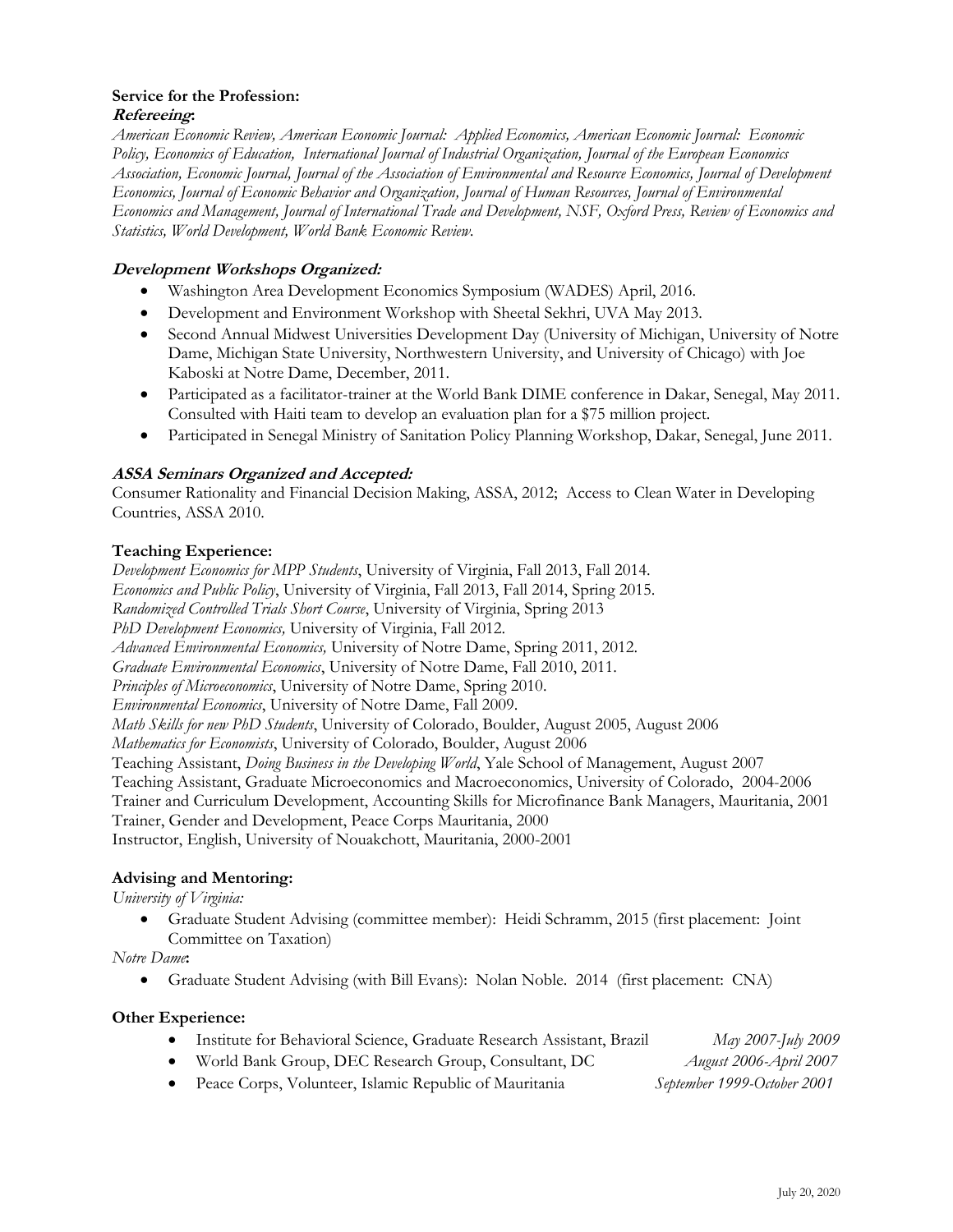**Service for the Profession:**

***Refereeing*:**

*American Economic Review, American Economic Journal: Applied Economics, American Economic Journal: Economic Policy, Economics of Education, International Journal of Industrial Organization, Journal of the European Economics Association, Economic Journal, Journal of the Association of Environmental and Resource Economics, Journal of Development Economics, Journal of Economic Behavior and Organization, Journal of Human Resources, Journal of Environmental Economics and Management, Journal of International Trade and Development, NSF, Oxford Press, Review of Economics and Statistics, World Development, World Bank Economic Review.*

***Development Workshops Organized:***

- Washington Area Development Economics Symposium (WADES) April, 2016.
- Development and Environment Workshop with Sheetal Sekhri, UVA May 2013.
- Second Annual Midwest Universities Development Day (University of Michigan, University of Notre Dame, Michigan State University, Northwestern University, and University of Chicago) with Joe Kaboski at Notre Dame, December, 2011.
- Participated as a facilitator-trainer at the World Bank DIME conference in Dakar, Senegal, May 2011. Consulted with Haiti team to develop an evaluation plan for a $75 million project.
- Participated in Senegal Ministry of Sanitation Policy Planning Workshop, Dakar, Senegal, June 2011.

***ASSA Seminars Organized and Accepted:***

Consumer Rationality and Financial Decision Making, ASSA, 2012; Access to Clean Water in Developing Countries, ASSA 2010.

**Teaching Experience:**

*Development Economics for MPP Students*, University of Virginia, Fall 2013, Fall 2014.
*Economics and Public Policy*, University of Virginia, Fall 2013, Fall 2014, Spring 2015.
*Randomized Controlled Trials Short Course*, University of Virginia, Spring 2013
*PhD Development Economics,* University of Virginia, Fall 2012.
*Advanced Environmental Economics,* University of Notre Dame, Spring 2011, 2012.
*Graduate Environmental Economics*, University of Notre Dame, Fall 2010, 2011.
*Principles of Microeconomics*, University of Notre Dame, Spring 2010.
*Environmental Economics*, University of Notre Dame, Fall 2009.
*Math Skills for new PhD Students*, University of Colorado, Boulder, August 2005, August 2006
*Mathematics for Economists*, University of Colorado, Boulder, August 2006
Teaching Assistant, *Doing Business in the Developing World*, Yale School of Management, August 2007
Teaching Assistant, Graduate Microeconomics and Macroeconomics, University of Colorado, 2004-2006
Trainer and Curriculum Development, Accounting Skills for Microfinance Bank Managers, Mauritania, 2001
Trainer, Gender and Development, Peace Corps Mauritania, 2000
Instructor, English, University of Nouakchott, Mauritania, 2000-2001

**Advising and Mentoring:**

*University of Virginia:*

- Graduate Student Advising (committee member): Heidi Schramm, 2015 (first placement: Joint Committee on Taxation)

*Notre Dame*:

- Graduate Student Advising (with Bill Evans): Nolan Noble. 2014 (first placement: CNA)

**Other Experience:**

- Institute for Behavioral Science, Graduate Research Assistant, Brazil — *May 2007-July 2009*
- World Bank Group, DEC Research Group, Consultant, DC — *August 2006-April 2007*
- Peace Corps, Volunteer, Islamic Republic of Mauritania — *September 1999-October 2001*